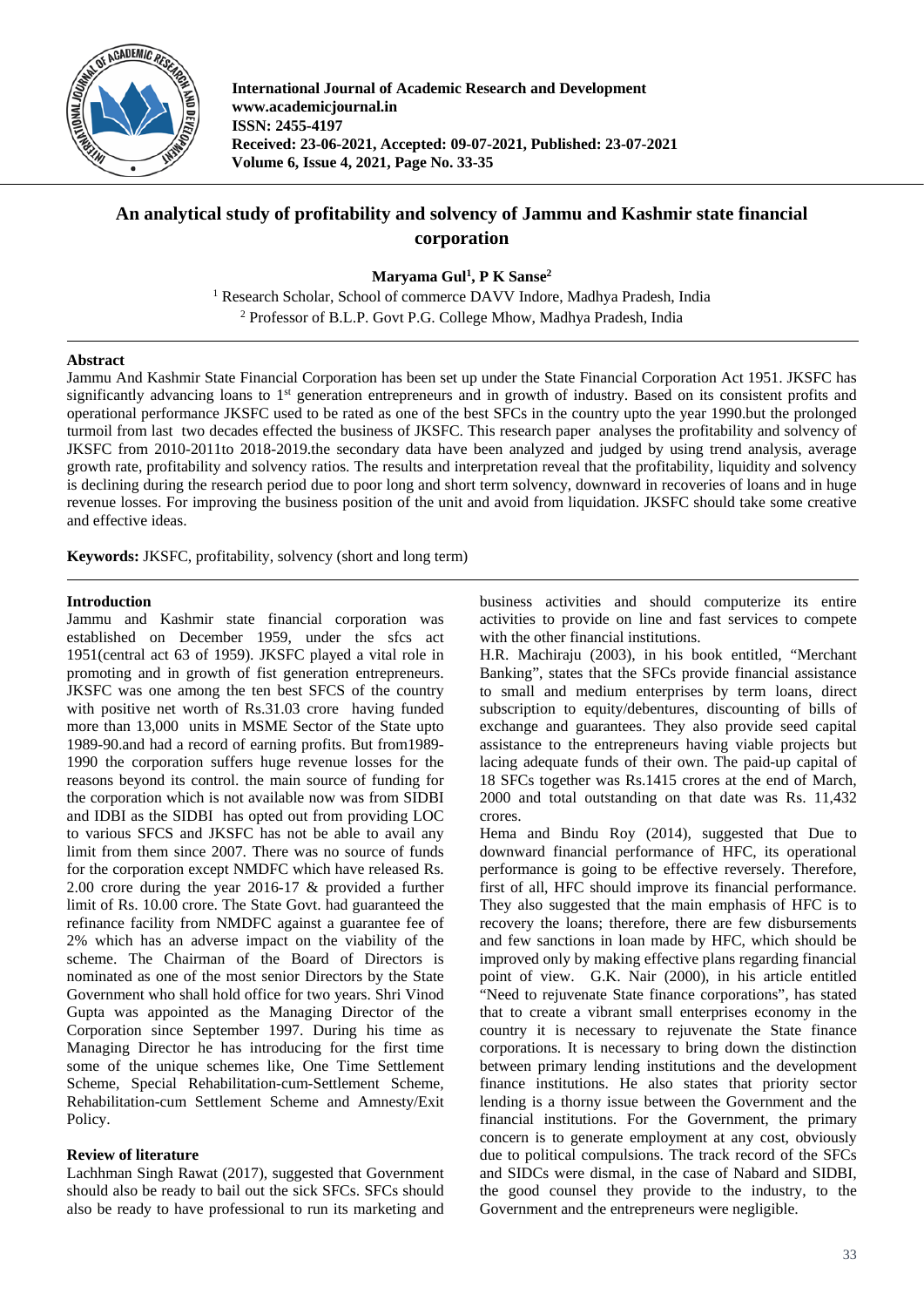# An analytical study of profitability and solvency of Jammu and Kashmir state financial corporation

**Maryama Gul[1], P K Sanse[2]**

[1] Research Scholar, School of commerce DAVV Indore, Madhya Pradesh, India
[2] Professor of B.L.P. Govt P.G. College Mhow, Madhya Pradesh, India

## Abstract

Jammu And Kashmir State Financial Corporation has been set up under the State Financial Corporation Act 1951. JKSFC has significantly advancing loans to 1st generation entrepreneurs and in growth of industry. Based on its consistent profits and operational performance JKSFC used to be rated as one of the best SFCs in the country upto the year 1990.but the prolonged turmoil from last two decades effected the business of JKSFC. This research paper analyses the profitability and solvency of JKSFC from 2010-2011to 2018-2019.the secondary data have been analyzed and judged by using trend analysis, average growth rate, profitability and solvency ratios. The results and interpretation reveal that the profitability, liquidity and solvency is declining during the research period due to poor long and short term solvency, downward in recoveries of loans and in huge revenue losses. For improving the business position of the unit and avoid from liquidation. JKSFC should take some creative and effective ideas.

**Keywords:** JKSFC, profitability, solvency (short and long term)

## Introduction

Jammu and Kashmir state financial corporation was established on December 1959, under the sfcs act 1951(central act 63 of 1959). JKSFC played a vital role in promoting and in growth of fist generation entrepreneurs. JKSFC was one among the ten best SFCS of the country with positive net worth of Rs.31.03 crore having funded more than 13,000 units in MSME Sector of the State upto 1989-90.and had a record of earning profits. But from1989-1990 the corporation suffers huge revenue losses for the reasons beyond its control. the main source of funding for the corporation which is not available now was from SIDBI and IDBI as the SIDBI has opted out from providing LOC to various SFCS and JKSFC has not be able to avail any limit from them since 2007. There was no source of funds for the corporation except NMDFC which have released Rs. 2.00 crore during the year 2016-17 & provided a further limit of Rs. 10.00 crore. The State Govt. had guaranteed the refinance facility from NMDFC against a guarantee fee of 2% which has an adverse impact on the viability of the scheme. The Chairman of the Board of Directors is nominated as one of the most senior Directors by the State Government who shall hold office for two years. Shri Vinod Gupta was appointed as the Managing Director of the Corporation since September 1997. During his time as Managing Director he has introducing for the first time some of the unique schemes like, One Time Settlement Scheme, Special Rehabilitation-cum-Settlement Scheme, Rehabilitation-cum Settlement Scheme and Amnesty/Exit Policy.

## Review of literature

Lachhman Singh Rawat (2017), suggested that Government should also be ready to bail out the sick SFCs. SFCs should also be ready to have professional to run its marketing and business activities and should computerize its entire activities to provide on line and fast services to compete with the other financial institutions.

H.R. Machiraju (2003), in his book entitled, "Merchant Banking", states that the SFCs provide financial assistance to small and medium enterprises by term loans, direct subscription to equity/debentures, discounting of bills of exchange and guarantees. They also provide seed capital assistance to the entrepreneurs having viable projects but lacing adequate funds of their own. The paid-up capital of 18 SFCs together was Rs.1415 crores at the end of March, 2000 and total outstanding on that date was Rs. 11,432 crores.

Hema and Bindu Roy (2014), suggested that Due to downward financial performance of HFC, its operational performance is going to be effective reversely. Therefore, first of all, HFC should improve its financial performance. They also suggested that the main emphasis of HFC is to recovery the loans; therefore, there are few disbursements and few sanctions in loan made by HFC, which should be improved only by making effective plans regarding financial point of view. G.K. Nair (2000), in his article entitled "Need to rejuvenate State finance corporations", has stated that to create a vibrant small enterprises economy in the country it is necessary to rejuvenate the State finance corporations. It is necessary to bring down the distinction between primary lending institutions and the development finance institutions. He also states that priority sector lending is a thorny issue between the Government and the financial institutions. For the Government, the primary concern is to generate employment at any cost, obviously due to political compulsions. The track record of the SFCs and SIDCs were dismal, in the case of Nabard and SIDBI, the good counsel they provide to the industry, to the Government and the entrepreneurs were negligible.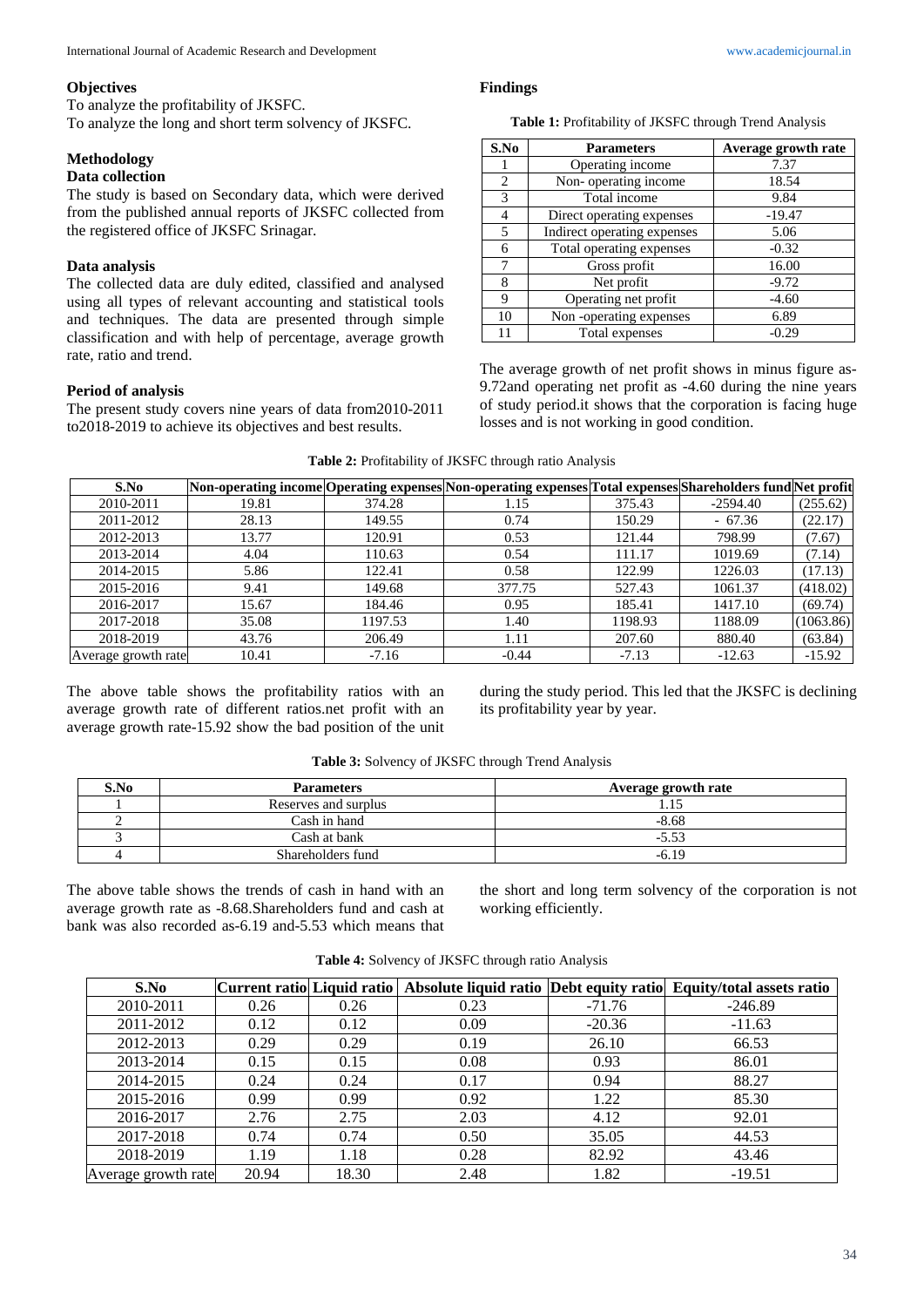### Objectives

To analyze the profitability of JKSFC.

To analyze the long and short term solvency of JKSFC.

### Methodology

#### Data collection

The study is based on Secondary data, which were derived from the published annual reports of JKSFC collected from the registered office of JKSFC Srinagar.

#### Data analysis

The collected data are duly edited, classified and analysed using all types of relevant accounting and statistical tools and techniques. The data are presented through simple classification and with help of percentage, average growth rate, ratio and trend.

#### Period of analysis

The present study covers nine years of data from2010-2011 to2018-2019 to achieve its objectives and best results.

### Findings

**Table 1:** Profitability of JKSFC through Trend Analysis

| S.No | Parameters | Average growth rate |
|---|---|---|
| 1 | Operating income | 7.37 |
| 2 | Non- operating income | 18.54 |
| 3 | Total income | 9.84 |
| 4 | Direct operating expenses | -19.47 |
| 5 | Indirect operating expenses | 5.06 |
| 6 | Total operating expenses | -0.32 |
| 7 | Gross profit | 16.00 |
| 8 | Net profit | -9.72 |
| 9 | Operating net profit | -4.60 |
| 10 | Non -operating expenses | 6.89 |
| 11 | Total expenses | -0.29 |

The average growth of net profit shows in minus figure as-9.72and operating net profit as -4.60 during the nine years of study period.it shows that the corporation is facing huge losses and is not working in good condition.

**Table 2:** Profitability of JKSFC through ratio Analysis

| S.No | Non-operating income | Operating expenses | Non-operating expenses | Total expenses | Shareholders fund | Net profit |
|---|---|---|---|---|---|---|
| 2010-2011 | 19.81 | 374.28 | 1.15 | 375.43 | -2594.40 | (255.62) |
| 2011-2012 | 28.13 | 149.55 | 0.74 | 150.29 | - 67.36 | (22.17) |
| 2012-2013 | 13.77 | 120.91 | 0.53 | 121.44 | 798.99 | (7.67) |
| 2013-2014 | 4.04 | 110.63 | 0.54 | 111.17 | 1019.69 | (7.14) |
| 2014-2015 | 5.86 | 122.41 | 0.58 | 122.99 | 1226.03 | (17.13) |
| 2015-2016 | 9.41 | 149.68 | 377.75 | 527.43 | 1061.37 | (418.02) |
| 2016-2017 | 15.67 | 184.46 | 0.95 | 185.41 | 1417.10 | (69.74) |
| 2017-2018 | 35.08 | 1197.53 | 1.40 | 1198.93 | 1188.09 | (1063.86) |
| 2018-2019 | 43.76 | 206.49 | 1.11 | 207.60 | 880.40 | (63.84) |
| Average growth rate | 10.41 | -7.16 | -0.44 | -7.13 | -12.63 | -15.92 |

The above table shows the profitability ratios with an average growth rate of different ratios.net profit with an average growth rate-15.92 show the bad position of the unit during the study period. This led that the JKSFC is declining its profitability year by year.

**Table 3:** Solvency of JKSFC through Trend Analysis

| S.No | Parameters | Average growth rate |
|---|---|---|
| 1 | Reserves and surplus | 1.15 |
| 2 | Cash in hand | -8.68 |
| 3 | Cash at bank | -5.53 |
| 4 | Shareholders fund | -6.19 |

The above table shows the trends of cash in hand with an average growth rate as -8.68.Shareholders fund and cash at bank was also recorded as-6.19 and-5.53 which means that the short and long term solvency of the corporation is not working efficiently.

**Table 4:** Solvency of JKSFC through ratio Analysis

| S.No | Current ratio | Liquid ratio | Absolute liquid ratio | Debt equity ratio | Equity/total assets ratio |
|---|---|---|---|---|---|
| 2010-2011 | 0.26 | 0.26 | 0.23 | -71.76 | -246.89 |
| 2011-2012 | 0.12 | 0.12 | 0.09 | -20.36 | -11.63 |
| 2012-2013 | 0.29 | 0.29 | 0.19 | 26.10 | 66.53 |
| 2013-2014 | 0.15 | 0.15 | 0.08 | 0.93 | 86.01 |
| 2014-2015 | 0.24 | 0.24 | 0.17 | 0.94 | 88.27 |
| 2015-2016 | 0.99 | 0.99 | 0.92 | 1.22 | 85.30 |
| 2016-2017 | 2.76 | 2.75 | 2.03 | 4.12 | 92.01 |
| 2017-2018 | 0.74 | 0.74 | 0.50 | 35.05 | 44.53 |
| 2018-2019 | 1.19 | 1.18 | 0.28 | 82.92 | 43.46 |
| Average growth rate | 20.94 | 18.30 | 2.48 | 1.82 | -19.51 |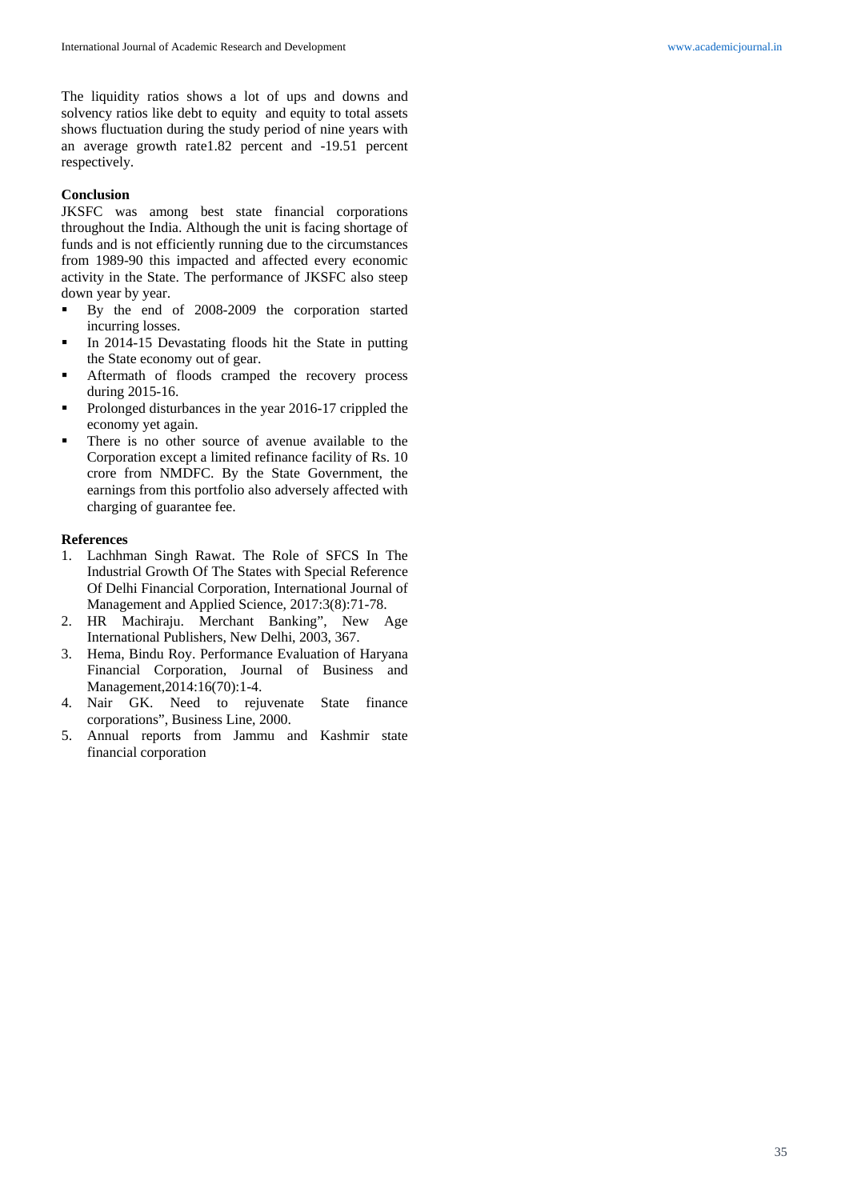The liquidity ratios shows a lot of ups and downs and solvency ratios like debt to equity and equity to total assets shows fluctuation during the study period of nine years with an average growth rate1.82 percent and -19.51 percent respectively.

## Conclusion

JKSFC was among best state financial corporations throughout the India. Although the unit is facing shortage of funds and is not efficiently running due to the circumstances from 1989-90 this impacted and affected every economic activity in the State. The performance of JKSFC also steep down year by year.

- By the end of 2008-2009 the corporation started incurring losses.
- In 2014-15 Devastating floods hit the State in putting the State economy out of gear.
- Aftermath of floods cramped the recovery process during 2015-16.
- Prolonged disturbances in the year 2016-17 crippled the economy yet again.
- There is no other source of avenue available to the Corporation except a limited refinance facility of Rs. 10 crore from NMDFC. By the State Government, the earnings from this portfolio also adversely affected with charging of guarantee fee.

## References

1. Lachhman Singh Rawat. The Role of SFCS In The Industrial Growth Of The States with Special Reference Of Delhi Financial Corporation, International Journal of Management and Applied Science, 2017:3(8):71-78.
2. HR Machiraju. Merchant Banking", New Age International Publishers, New Delhi, 2003, 367.
3. Hema, Bindu Roy. Performance Evaluation of Haryana Financial Corporation, Journal of Business and Management,2014:16(70):1-4.
4. Nair GK. Need to rejuvenate State finance corporations", Business Line, 2000.
5. Annual reports from Jammu and Kashmir state financial corporation